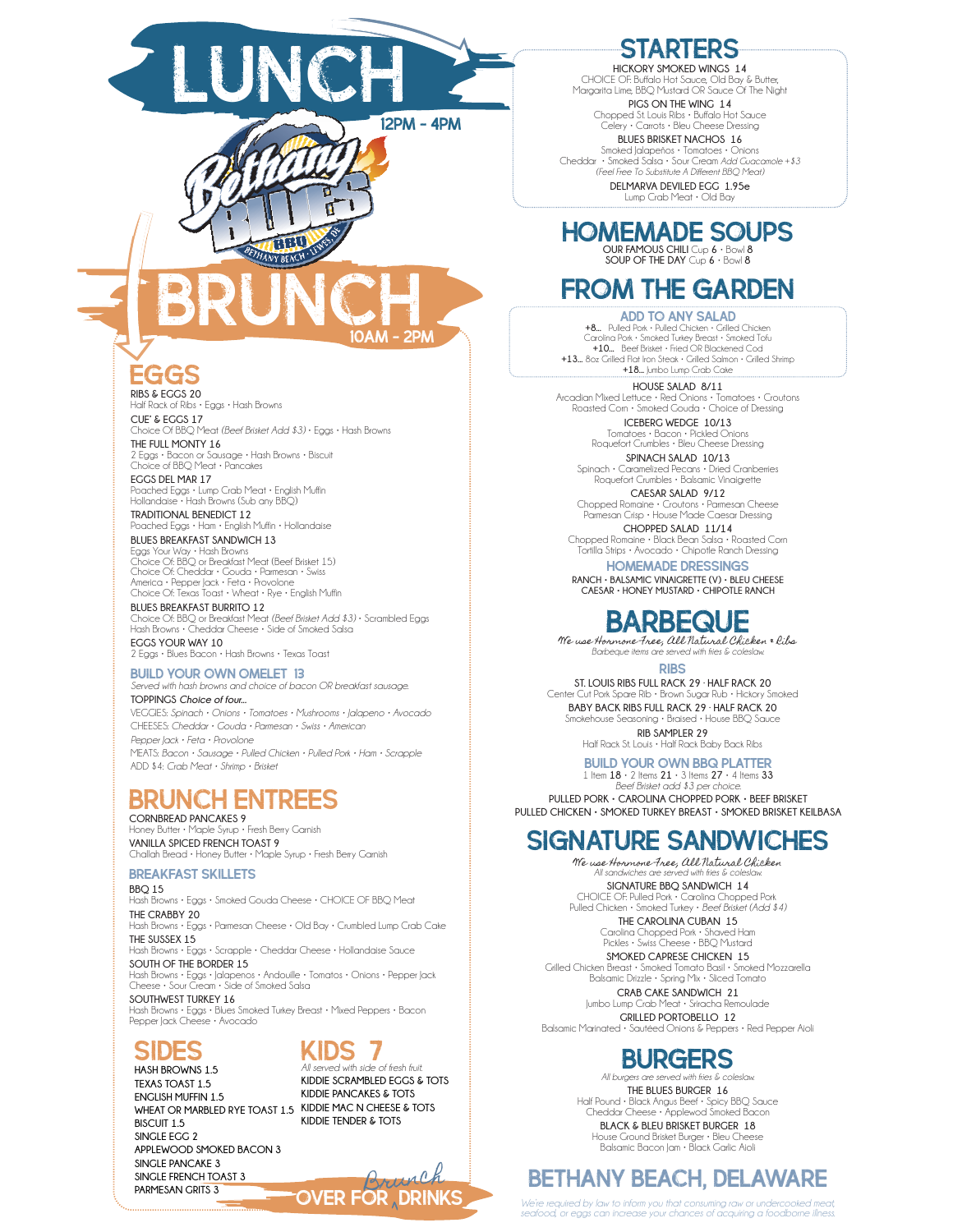# LUNCH

12PM - 4PM

Bethany Blues BBQ — Bethany Beach · Lewes, DE

# BRUNCH

10AM - 2PM

## EGGS

**RIBS & EGGS 20**
Half Rack of Ribs · Eggs · Hash Browns

**CUE' & EGGS 17**
Choice Of BBQ Meat *(Beef Brisket Add $3)* · Eggs · Hash Browns

**THE FULL MONTY 16**
2 Eggs · Bacon or Sausage · Hash Browns · Biscuit
Choice of BBQ Meat · Pancakes

**EGGS DEL MAR 17**
Poached Eggs · Lump Crab Meat · English Muffin
Hollandaise · Hash Browns (Sub any BBQ)

**TRADITIONAL BENEDICT 12**
Poached Eggs · Ham · English Muffin · Hollandaise

**BLUES BREAKFAST SANDWICH 13**
Eggs Your Way · Hash Browns
Choice Of: BBQ or Breakfast Meat (Beef Brisket 15)
Choice Of: Cheddar · Gouda · Parmesan · Swiss
America · Pepper Jack · Feta · Provolone
Choice Of: Texas Toast · Wheat · Rye · English Muffin

**BLUES BREAKFAST BURRITO 12**
Choice Of: BBQ or Breakfast Meat *(Beef Brisket Add $3)* · Scrambled Eggs
Hash Browns · Cheddar Cheese · Side of Smoked Salsa

**EGGS YOUR WAY 10**
2 Eggs · Blues Bacon · Hash Browns · Texas Toast

### BUILD YOUR OWN OMELET 13

*Served with hash browns and choice of bacon OR breakfast sausage.*

TOPPINGS *Choice of four...*
VEGGIES: *Spinach · Onions · Tomatoes · Mushrooms · Jalapeno · Avocado*
CHEESES: *Cheddar · Gouda · Parmesan · Swiss · American*
*Pepper Jack · Feta · Provolone*
MEATS: *Bacon · Sausage · Pulled Chicken · Pulled Pork · Ham · Scrapple*
ADD $4: *Crab Meat · Shrimp · Brisket*

## BRUNCH ENTREES

**CORNBREAD PANCAKES 9**
Honey Butter · Maple Syrup · Fresh Berry Garnish

**VANILLA SPICED FRENCH TOAST 9**
Challah Bread · Honey Butter · Maple Syrup · Fresh Berry Garnish

### BREAKFAST SKILLETS

**BBQ 15**
Hash Browns · Eggs · Smoked Gouda Cheese · CHOICE OF BBQ Meat

**THE CRABBY 20**
Hash Browns · Eggs · Parmesan Cheese · Old Bay · Crumbled Lump Crab Cake

**THE SUSSEX 15**
Hash Browns · Eggs · Scrapple · Cheddar Cheese · Hollandaise Sauce

**SOUTH OF THE BORDER 15**
Hash Browns · Eggs · Jalapenos · Andouille · Tomatos · Onions · Pepper Jack
Cheese · Sour Cream · Side of Smoked Salsa

**SOUTHWEST TURKEY 16**
Hash Browns · Eggs · Blues Smoked Turkey Breast · Mixed Peppers · Bacon
Pepper Jack Cheese · Avocado

## SIDES

HASH BROWNS 1.5
TEXAS TOAST 1.5
ENGLISH MUFFIN 1.5
WHEAT OR MARBLED RYE TOAST 1.5
BISCUIT 1.5
SINGLE EGG 2
APPLEWOOD SMOKED BACON 3
SINGLE PANCAKE 3
SINGLE FRENCH TOAST 3
PARMESAN GRITS 3

## KIDS 7

*All served with side of fresh fruit.*

KIDDIE SCRAMBLED EGGS & TOTS
KIDDIE PANCAKES & TOTS
KIDDIE MAC N CHEESE & TOTS
KIDDIE TENDER & TOTS

OVER FOR Brunch DRINKS

## STARTERS

**HICKORY SMOKED WINGS 14**
CHOICE OF: Buffalo Hot Sauce, Old Bay & Butter,
Margarita Lime, BBQ Mustard OR Sauce Of The Night

**PIGS ON THE WING 14**
Chopped St. Louis Ribs · Buffalo Hot Sauce
Celery · Carrots · Bleu Cheese Dressing

**BLUES BRISKET NACHOS 16**
Smoked Jalapeños · Tomatoes · Onions
Cheddar · Smoked Salsa · Sour Cream *Add Guacamole +$3*
*(Feel Free To Substitute A Different BBQ Meat)*

**DELMARVA DEVILED EGG 1.95e**
Lump Crab Meat · Old Bay

## HOMEMADE SOUPS

OUR FAMOUS CHILI Cup **6** · Bowl **8**
SOUP OF THE DAY Cup **6** · Bowl **8**

## FROM THE GARDEN

### ADD TO ANY SALAD

**+8...** Pulled Pork · Pulled Chicken · Grilled Chicken
Carolina Pork · Smoked Turkey Breast · Smoked Tofu
**+10...** Beef Brisket · Fried OR Blackened Cod
**+13...** 8oz Grilled Flat Iron Steak · Grilled Salmon · Grilled Shrimp
**+18...** Jumbo Lump Crab Cake

**HOUSE SALAD 8/11**
Arcadian Mixed Lettuce · Red Onions · Tomatoes · Croutons
Roasted Corn · Smoked Gouda · Choice of Dressing

**ICEBERG WEDGE 10/13**
Tomatoes · Bacon · Pickled Onions
Roquefort Crumbles · Bleu Cheese Dressing

**SPINACH SALAD 10/13**
Spinach · Caramelized Pecans · Dried Cranberries
Roquefort Crumbles · Balsamic Vinaigrette

**CAESAR SALAD 9/12**
Chopped Romaine · Croutons · Parmesan Cheese
Parmesan Crisp · House Made Caesar Dressing

**CHOPPED SALAD 11/14**
Chopped Romaine · Black Bean Salsa · Roasted Corn
Tortilla Strips · Avocado · Chipotle Ranch Dressing

### HOMEMADE DRESSINGS

RANCH · BALSAMIC VINAIGRETTE (V) · BLEU CHEESE
CAESAR · HONEY MUSTARD · CHIPOTLE RANCH

## BARBEQUE

*We use Hormone Free, All Natural Chicken & Ribs*
*Barbeque items are served with fries & coleslaw.*

### RIBS

**ST. LOUIS RIBS FULL RACK 29 · HALF RACK 20**
Center Cut Pork Spare Rib · Brown Sugar Rub · Hickory Smoked

**BABY BACK RIBS FULL RACK 29 · HALF RACK 20**
Smokehouse Seasoning · Braised · House BBQ Sauce

**RIB SAMPLER 29**
Half Rack St. Louis · Half Rack Baby Back Ribs

### BUILD YOUR OWN BBQ PLATTER

1 Item **18** · 2 Items **21** · 3 Items **27** · 4 Items **33**
*Beef Brisket add $3 per choice.*

PULLED PORK · CAROLINA CHOPPED PORK · BEEF BRISKET
PULLED CHICKEN · SMOKED TURKEY BREAST · SMOKED BRISKET KEILBASA

## SIGNATURE SANDWICHES

*We use Hormone Free, All Natural Chicken*
*All sandwiches are served with fries & coleslaw.*

**SIGNATURE BBQ SANDWICH 14**
CHOICE OF: Pulled Pork · Carolina Chopped Pork
Pulled Chicken · Smoked Turkey · *Beef Brisket (Add $4)*

**THE CAROLINA CUBAN 15**
Carolina Chopped Pork · Shaved Ham
Pickles · Swiss Cheese · BBQ Mustard

**SMOKED CAPRESE CHICKEN 15**
Grilled Chicken Breast · Smoked Tomato Basil · Smoked Mozzarella
Balsamic Drizzle · Spring Mix · Sliced Tomato

**CRAB CAKE SANDWICH 21**
Jumbo Lump Crab Meat · Sriracha Remoulade

**GRILLED PORTOBELLO 12**
Balsamic Marinated · Sautéed Onions & Peppers · Red Pepper Aioli

## BURGERS

*All burgers are served with fries & coleslaw.*

**THE BLUES BURGER 16**
Half Pound · Black Angus Beef · Spicy BBQ Sauce
Cheddar Cheese · Applewood Smoked Bacon

**BLACK & BLEU BRISKET BURGER 18**
House Ground Brisket Burger · Bleu Cheese
Balsamic Bacon Jam · Black Garlic Aioli

## BETHANY BEACH, DELAWARE

*We're required by law to inform you that consuming raw or undercooked meat, seafood, or eggs can increase your chances of acquiring a foodborne illness.*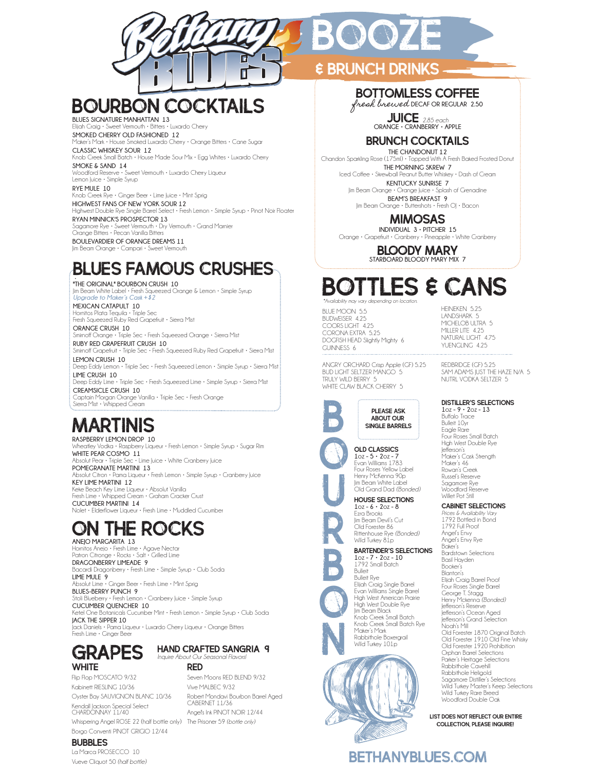# Bethany Blues BOOZE & BRUNCH DRINKS

## BOURBON COCKTAILS

**BLUES SIGNATURE MANHATTAN** 13
Elijah Craig • Sweet Vermouth • Bitters • Luxardo Cherry

**SMOKED CHERRY OLD FASHIONED** 12
Maker's Mark • House Smoked Luxardo Cherry • Orange Bitters • Cane Sugar

**CLASSIC WHISKEY SOUR** 12
Knob Creek Small Batch • House Made Sour Mix • Egg Whites • Luxardo Cherry

**SMOKE & SAND** 14
Woodford Reserve • Sweet Vermouth • Luxardo Cherry Liqueur
Lemon Juice • Simple Syrup

**RYE MULE** 10
Knob Creek Rye • Ginger Beer • Lime Juice • Mint Sprig

**HIGHWEST FANS OF NEW YORK SOUR** 12
Highwest Double Rye Single Barrel Select • Fresh Lemon • Simple Syrup • Pinot Noir Floater

**RYAN MINNICK'S PROSPECTOR** 13
Sagamore Rye • Sweet Vermouth • Dry Vermouth • Grand Marnier
Orange Bitters • Pecan Vanilla Bitters

**BOULEVARDIER OF ORANGE DREAMS** 11
Jim Beam Orange • Campari • Sweet Vermouth

## BLUES FAMOUS CRUSHES

**"THE ORIGINAL" BOURBON CRUSH** 10
Jim Beam White Label • Fresh Squeezed Orange & Lemon • Simple Syrup
*Upgrade to Maker's Cask +$2*

**MEXICAN CATAPULT** 10
Hornitos Plata Tequila • Triple Sec
Fresh Squeezed Ruby Red Grapefruit • Sierra Mist

**ORANGE CRUSH** 10
Smirnoff Orange • Triple Sec • Fresh Squeezed Orange • Sierra Mist

**RUBY RED GRAPEFRUIT CRUSH** 10
Smirnoff Grapefruit • Triple Sec • Fresh Squeezed Ruby Red Grapefruit • Sierra Mist

**LEMON CRUSH** 10
Deep Eddy Lemon • Triple Sec • Fresh Squeezed Lemon • Simple Syrup • Sierra Mist

**LIME CRUSH** 10
Deep Eddy Lime • Triple Sec • Fresh Squeezed Lime • Simple Syrup • Sierra Mist

**CREAMSICLE CRUSH** 10
Captain Morgan Orange Vanilla • Triple Sec • Fresh Orange
Sierra Mist • Whipped Cream

## MARTINIS

**RASPBERRY LEMON DROP** 10
Wheatley Vodka • Raspberry Liqueur • Fresh Lemon • Simple Syrup • Sugar Rim

**WHITE PEAR COSMO** 11
Absolut Pear • Triple Sec • Lime Juice • White Cranberry Juice

**POMEGRANATE MARTINI** 13
Absolut Citron • Pama Liqueur • Fresh Lemon • Simple Syrup • Cranberry Juice

**KEY LIME MARTINI** 12
Keke Beach Key Lime Liqueur • Absolut Vanilla
Fresh Lime • Whipped Cream • Graham Cracker Crust

**CUCUMBER MARTINI** 14
Nolet • Elderflower Liqueur • Fresh Lime • Muddled Cucumber

## ON THE ROCKS

**ANEJO MARGARITA** 13
Hornitos Anejo • Fresh Lime • Agave Nectar
Patron Citronge • Rocks • Salt • Grilled Lime

**DRAGONBERRY LIMEADE** 9
Bacardi Dragonberry • Fresh Lime • Simple Syrup • Club Soda

**LIME MULE** 9
Absolut Lime • Ginger Beer • Fresh Lime • Mint Sprig

**BLUES-BERRY PUNCH** 9
Stoli Blueberry • Fresh Lemon • Cranberry Juice • Simple Syrup

**CUCUMBER QUENCHER** 10
Ketel One Botanicals Cucumber Mint • Fresh Lemon • Simple Syrup • Club Soda

**JACK THE SIPPER** 10
Jack Daniels • Pama Liqueur • Luxardo Cherry Liqueur • Orange Bitters
Fresh Lime • Ginger Beer

## GRAPES

### WHITE

Flip Flop MOSCATO 9/32
Kabinett RIESLING 10/36
Oyster Bay SAUVIGNON BLANC 10/36
Kendall Jackson Special Select CHARDONNAY 11/40
Whispering Angel ROSE 22 (half bottle only)
Borgo Conventi PINOT GRIGIO 12/44

### HAND CRAFTED SANGRIA 9
*Inquire About Our Seasonal Flavors!*

### RED

Seven Moons RED BLEND 9/32
Vive MALBEC 9/32
Robert Mondavi Bourbon Barrel Aged CABERNET 11/36
Angel's Ink PINOT NOIR 12/44
The Prisoner 59 *(bottle only)*

### BUBBLES

La Marca PROSECCO 10
Vueve Cliquot 50 *(half bottle)*

## BOTTOMLESS COFFEE

*fresh brewed* DECAF OR REGULAR 2.50

## JUICE *2.85 each*

ORANGE • CRANBERRY • APPLE

## BRUNCH COCKTAILS

**THE CHANDONUT** 12
Chandon Sparkling Rose (175ml) • Topped With A Fresh Baked Frosted Donut

**THE MORNING SKREW** 7
Iced Coffee • Skrewball Peanut Butter Whiskey • Dash of Cream

**KENTUCKY SUNRISE** 7
Jim Beam Orange • Orange Juice • Splash of Grenadine

**BEAM'S BREAKFAST** 9
Jim Beam Orange • Buttershots • Fresh OJ • Bacon

## MIMOSAS

INDIVIDUAL 3 • PITCHER 15
Orange • Grapefruit • Cranberry • Pineapple • White Cranberry

## BLOODY MARY

STARBOARD BLOODY MARY MIX 7

## BOTTLES & CANS

*\*Availability may vary depending on location.*

BLUE MOON 5.5
BUDWEISER 4.25
COORS LIGHT 4.25
CORONA EXTRA 5.25
DOGFISH HEAD Slightly Mighty 6
GUINNESS 6
HEINEKEN 5.25
LANDSHARK 5
MICHELOB ULTRA 5
MILLER LITE 4.25
NATURAL LIGHT 4.75
YUENGLING 4.25

ANGRY ORCHARD Crisp Apple (GF) 5.25
BUD LIGHT SELTZER MANGO 5
TRULY WILD BERRY 5
WHITE CLAW BLACK CHERRY 5
REDBRIDGE (GF) 5.25
SAM ADAMS JUST THE HAZE N/A 5
NUTRL VODKA SELTZER 5

## BOURBON

**PLEASE ASK ABOUT OUR SINGLE BARRELS**

### OLD CLASSICS
1oz - 5 • 2oz - 7

Evan Williams 1783
Four Roses Yellow Label
Henry McKenna 90p
Jim Beam White Label
Old Grand Dad *(Bonded)*

### HOUSE SELECTIONS
1oz - 6 • 2oz - 8

Ezra Brooks
Jim Beam Devil's Cut
Old Forester 86
Rittenhouse Rye *(Bonded)*
Wild Turkey 81p

### BARTENDER'S SELECTIONS
1oz - 7 • 2oz - 10

1792 Small Batch
Bulleit
Bulleit Rye
Elijah Craig Single Barrel
Evan Williams Single Barrel
High West American Prairie
High West Double Rye
Jim Beam Black
Knob Creek Small Batch
Knob Creek Small Batch Rye
Maker's Mark
Rabbithole Boxergrail
Wild Turkey 101p

### DISTILLER'S SELECTIONS
1oz - 9 • 2oz - 13

Buffalo Trace
Bulleit 10yr
Eagle Rare
Four Roses Small Batch
High West Double Rye
Jefferson's
Maker's Cask Strength
Maker's 46
Rowan's Creek
Russel's Reserve
Sagamore Rye
Woodford Reserve
Willet Pot Still

### CABINET SELECTIONS
*Prices & Availability Vary*

1792 Bottled in Bond
1792 Full Proof
Angel's Envy
Angel's Envy Rye
Baker's
Bardstown Selections
Basil Hayden
Booker's
Blanton's
Elijah Craig Barrel Proof
Four Roses Single Barrel
George T. Stagg
Henry Mckenna *(Bonded)*
Jefferson's Reserve
Jefferson's Ocean Aged
Jefferson's Grand Selection
Noah's Mill
Old Forester 1870 Original Batch
Old Forester 1910 Old Fine Whisky
Old Forester 1920 Prohibition
Orphan Barrel Selections
Parker's Heritage Selections
Rabbithole Cavehill
Rabbithole Heligold
Sagamore Distiller's Selections
Wild Turkey Master's Keep Selections
Wild Turkey Rare Breed
Woodford Double Oak

**LIST DOES NOT REFLECT OUR ENTIRE COLLECTION, PLEASE INQUIRE!**

BETHANYBLUES.COM